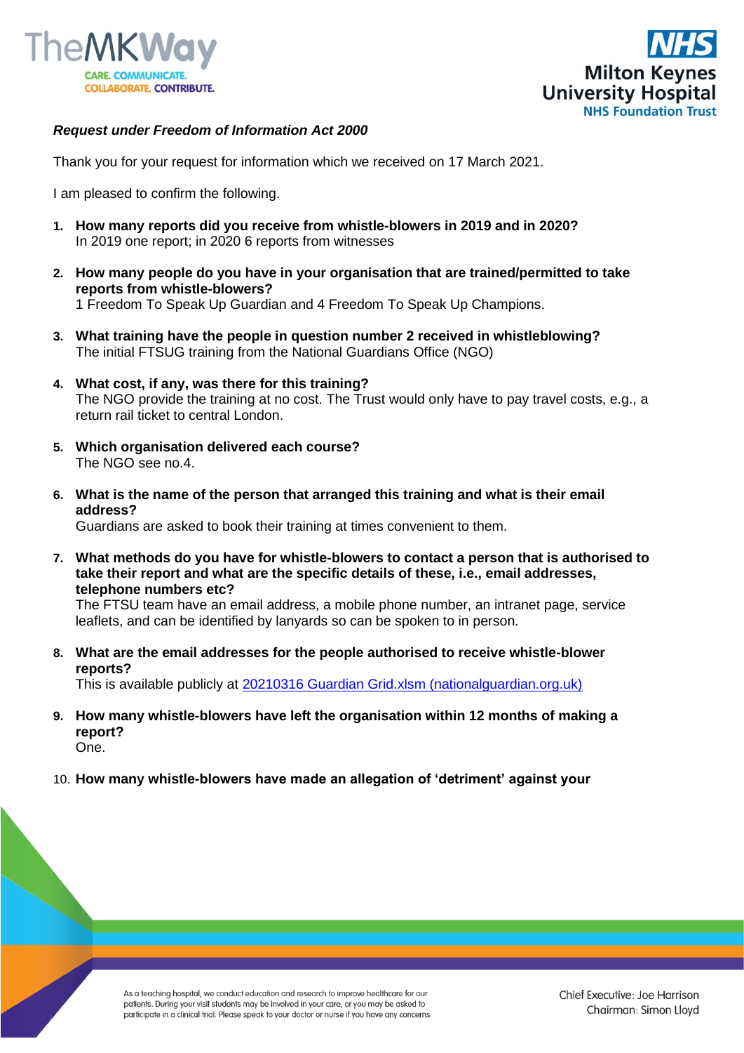***Request under Freedom of Information Act 2000***

Thank you for your request for information which we received on 17 March 2021.

I am pleased to confirm the following.

1. **How many reports did you receive from whistle-blowers in 2019 and in 2020?**
   In 2019 one report; in 2020 6 reports from witnesses

2. **How many people do you have in your organisation that are trained/permitted to take reports from whistle-blowers?**
   1 Freedom To Speak Up Guardian and 4 Freedom To Speak Up Champions.

3. **What training have the people in question number 2 received in whistleblowing?**
   The initial FTSUG training from the National Guardians Office (NGO)

4. **What cost, if any, was there for this training?**
   The NGO provide the training at no cost. The Trust would only have to pay travel costs, e.g., a return rail ticket to central London.

5. **Which organisation delivered each course?**
   The NGO see no.4.

6. **What is the name of the person that arranged this training and what is their email address?**
   Guardians are asked to book their training at times convenient to them.

7. **What methods do you have for whistle-blowers to contact a person that is authorised to take their report and what are the specific details of these, i.e., email addresses, telephone numbers etc?**
   The FTSU team have an email address, a mobile phone number, an intranet page, service leaflets, and can be identified by lanyards so can be spoken to in person.

8. **What are the email addresses for the people authorised to receive whistle-blower reports?**
   This is available publicly at [20210316 Guardian Grid.xlsm (nationalguardian.org.uk)]()

9. **How many whistle-blowers have left the organisation within 12 months of making a report?**
   One.

10. **How many whistle-blowers have made an allegation of 'detriment' against your**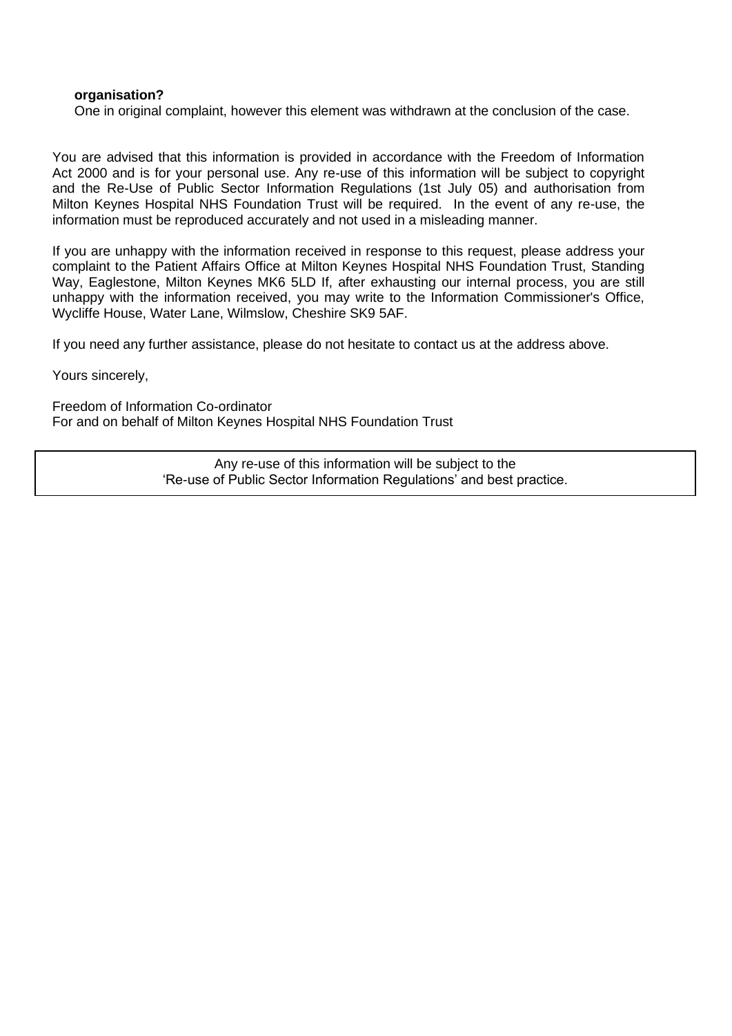**organisation?**

One in original complaint, however this element was withdrawn at the conclusion of the case.

You are advised that this information is provided in accordance with the Freedom of Information Act 2000 and is for your personal use. Any re-use of this information will be subject to copyright and the Re-Use of Public Sector Information Regulations (1st July 05) and authorisation from Milton Keynes Hospital NHS Foundation Trust will be required. In the event of any re-use, the information must be reproduced accurately and not used in a misleading manner.

If you are unhappy with the information received in response to this request, please address your complaint to the Patient Affairs Office at Milton Keynes Hospital NHS Foundation Trust, Standing Way, Eaglestone, Milton Keynes MK6 5LD If, after exhausting our internal process, you are still unhappy with the information received, you may write to the Information Commissioner's Office, Wycliffe House, Water Lane, Wilmslow, Cheshire SK9 5AF.

If you need any further assistance, please do not hesitate to contact us at the address above.

Yours sincerely,

Freedom of Information Co-ordinator
For and on behalf of Milton Keynes Hospital NHS Foundation Trust

Any re-use of this information will be subject to the
'Re-use of Public Sector Information Regulations' and best practice.